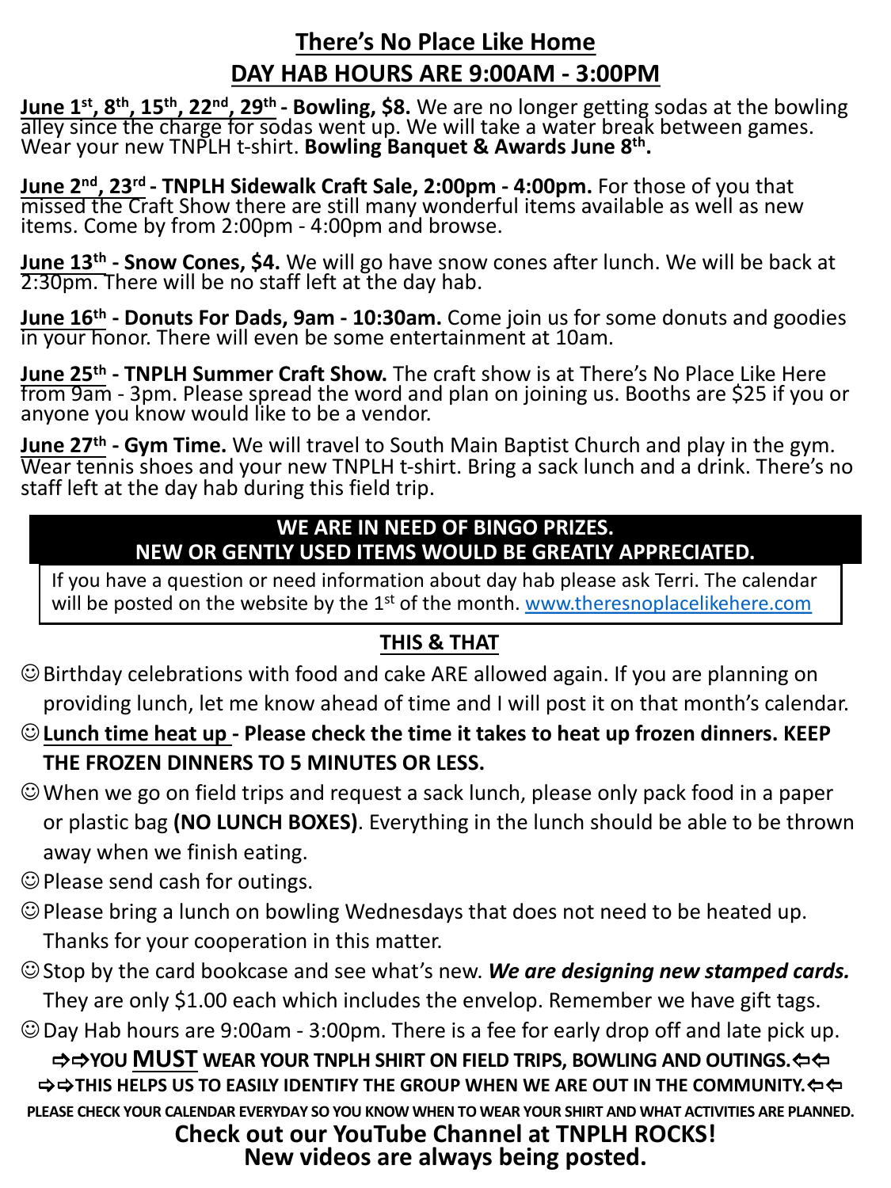# There's No Place Like Home

## DAY HAB HOURS ARE 9:00AM - 3:00PM

**June 1st, 8th, 15th, 22nd, 29th - Bowling, $8.** We are no longer getting sodas at the bowling alley since the charge for sodas went up. We will take a water break between games. Wear your new TNPLH t-shirt. **Bowling Banquet & Awards June 8th.**

**June 2nd, 23rd - TNPLH Sidewalk Craft Sale, 2:00pm - 4:00pm.** For those of you that missed the Craft Show there are still many wonderful items available as well as new items. Come by from 2:00pm - 4:00pm and browse.

**June 13th - Snow Cones, $4.** We will go have snow cones after lunch. We will be back at 2:30pm. There will be no staff left at the day hab.

**June 16th - Donuts For Dads, 9am - 10:30am.** Come join us for some donuts and goodies in your honor. There will even be some entertainment at 10am.

**June 25th - TNPLH Summer Craft Show.** The craft show is at There's No Place Like Here from 9am - 3pm. Please spread the word and plan on joining us. Booths are $25 if you or anyone you know would like to be a vendor.

**June 27th - Gym Time.** We will travel to South Main Baptist Church and play in the gym. Wear tennis shoes and your new TNPLH t-shirt. Bring a sack lunch and a drink. There's no staff left at the day hab during this field trip.

**WE ARE IN NEED OF BINGO PRIZES.**
**NEW OR GENTLY USED ITEMS WOULD BE GREATLY APPRECIATED.**

If you have a question or need information about day hab please ask Terri. The calendar will be posted on the website by the 1st of the month. www.theresnoplacelikehere.com

## THIS & THAT

- ☺ Birthday celebrations with food and cake ARE allowed again. If you are planning on providing lunch, let me know ahead of time and I will post it on that month's calendar.
- ☺ **Lunch time heat up - Please check the time it takes to heat up frozen dinners. KEEP THE FROZEN DINNERS TO 5 MINUTES OR LESS.**
- ☺ When we go on field trips and request a sack lunch, please only pack food in a paper or plastic bag **(NO LUNCH BOXES)**. Everything in the lunch should be able to be thrown away when we finish eating.
- ☺ Please send cash for outings.
- ☺ Please bring a lunch on bowling Wednesdays that does not need to be heated up. Thanks for your cooperation in this matter.
- ☺ Stop by the card bookcase and see what's new. ***We are designing new stamped cards.*** They are only $1.00 each which includes the envelop. Remember we have gift tags.
- ☺ Day Hab hours are 9:00am - 3:00pm. There is a fee for early drop off and late pick up.

**⇨⇨YOU MUST WEAR YOUR TNPLH SHIRT ON FIELD TRIPS, BOWLING AND OUTINGS.⇦⇦**

**⇨⇨THIS HELPS US TO EASILY IDENTIFY THE GROUP WHEN WE ARE OUT IN THE COMMUNITY.⇦⇦**

**PLEASE CHECK YOUR CALENDAR EVERYDAY SO YOU KNOW WHEN TO WEAR YOUR SHIRT AND WHAT ACTIVITIES ARE PLANNED.**

**Check out our YouTube Channel at TNPLH ROCKS!**
**New videos are always being posted.**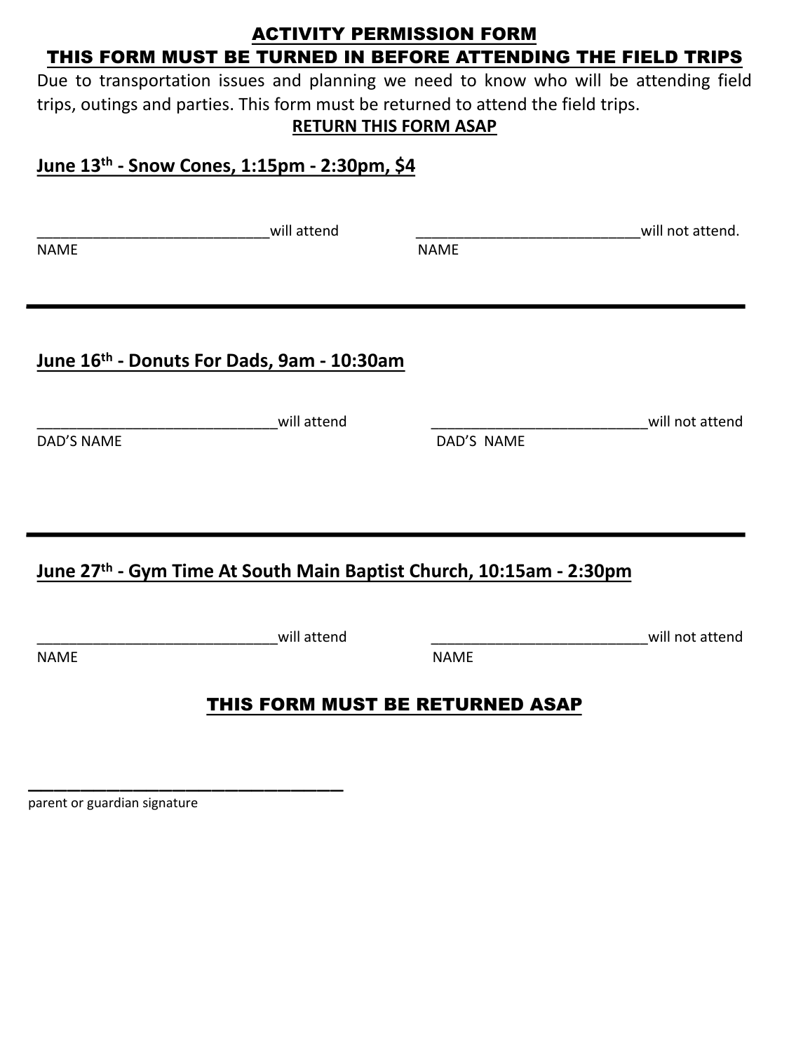# ACTIVITY PERMISSION FORM

## THIS FORM MUST BE TURNED IN BEFORE ATTENDING THE FIELD TRIPS

Due to transportation issues and planning we need to know who will be attending field trips, outings and parties. This form must be returned to attend the field trips.

**RETURN THIS FORM ASAP**

**June 13th - Snow Cones, 1:15pm - 2:30pm, $4**

____________________________will attend ____________________________will not attend.
NAME NAME

---

**June 16th - Donuts For Dads, 9am - 10:30am**

____________________________will attend ____________________________will not attend
DAD'S NAME DAD'S NAME

---

**June 27th - Gym Time At South Main Baptist Church, 10:15am - 2:30pm**

____________________________will attend ____________________________will not attend
NAME NAME

**THIS FORM MUST BE RETURNED ASAP**

____________________________
parent or guardian signature